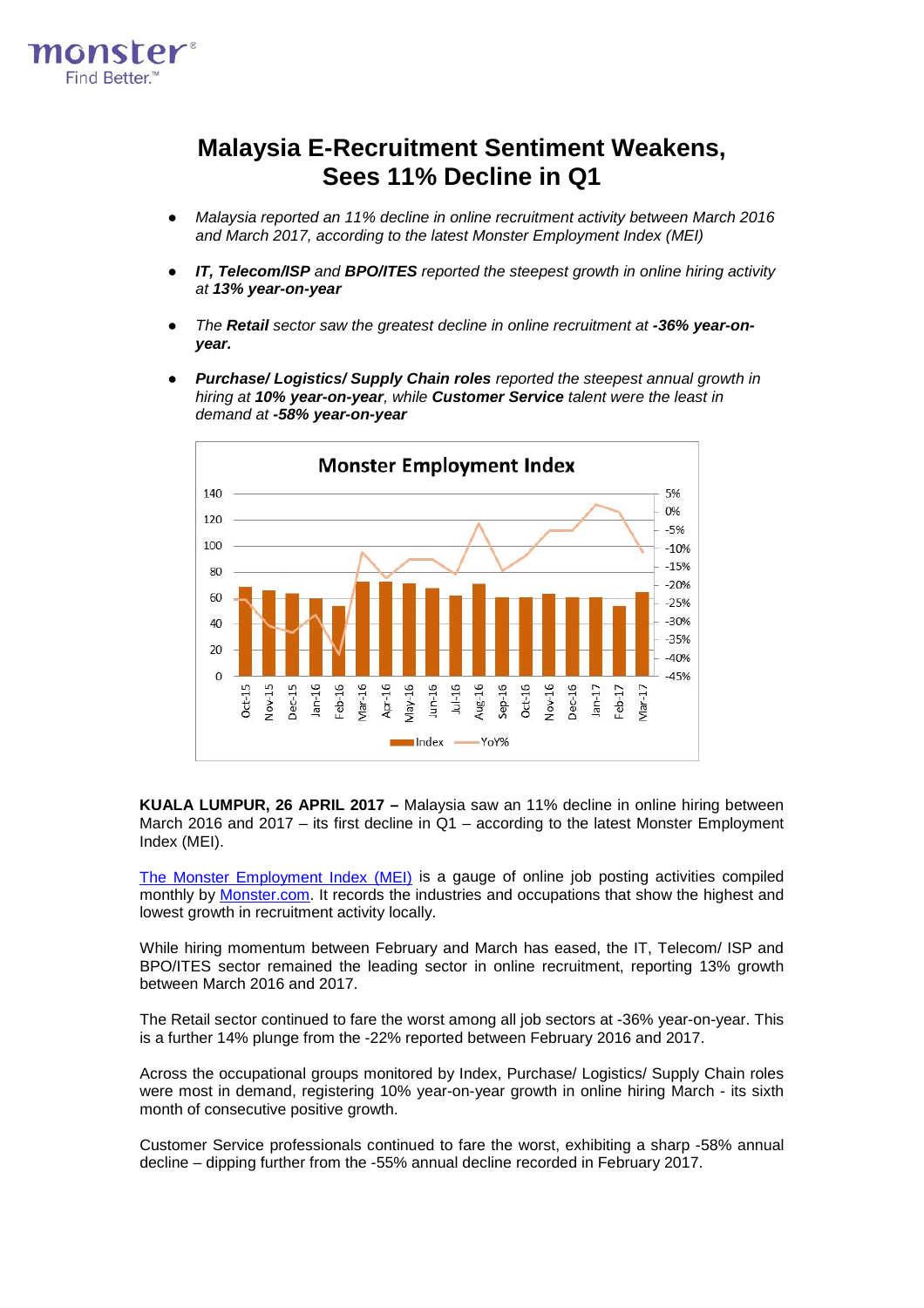# Malaysia E-Recruitment Sentiment Weakens, Sees 11% Decline in Q1

- *Malaysia reported an 11% decline in online recruitment activity between March 2016 and March 2017, according to the latest Monster Employment Index (MEI)*
- ***IT, Telecom/ISP** and **BPO/ITES** reported the steepest growth in online hiring activity at **13% year-on-year***
- *The **Retail** sector saw the greatest decline in online recruitment at **-36% year-on-year.***
- ***Purchase/ Logistics/ Supply Chain roles** reported the steepest annual growth in hiring at **10% year-on-year**, while **Customer Service** talent were the least in demand at **-58% year-on-year***

**KUALA LUMPUR, 26 APRIL 2017 –** Malaysia saw an 11% decline in online hiring between March 2016 and 2017 – its first decline in Q1 – according to the latest Monster Employment Index (MEI).

[The Monster Employment Index (MEI)](#) is a gauge of online job posting activities compiled monthly by [Monster.com](#). It records the industries and occupations that show the highest and lowest growth in recruitment activity locally.

While hiring momentum between February and March has eased, the IT, Telecom/ ISP and BPO/ITES sector remained the leading sector in online recruitment, reporting 13% growth between March 2016 and 2017.

The Retail sector continued to fare the worst among all job sectors at -36% year-on-year. This is a further 14% plunge from the -22% reported between February 2016 and 2017.

Across the occupational groups monitored by Index, Purchase/ Logistics/ Supply Chain roles were most in demand, registering 10% year-on-year growth in online hiring March - its sixth month of consecutive positive growth.

Customer Service professionals continued to fare the worst, exhibiting a sharp -58% annual decline – dipping further from the -55% annual decline recorded in February 2017.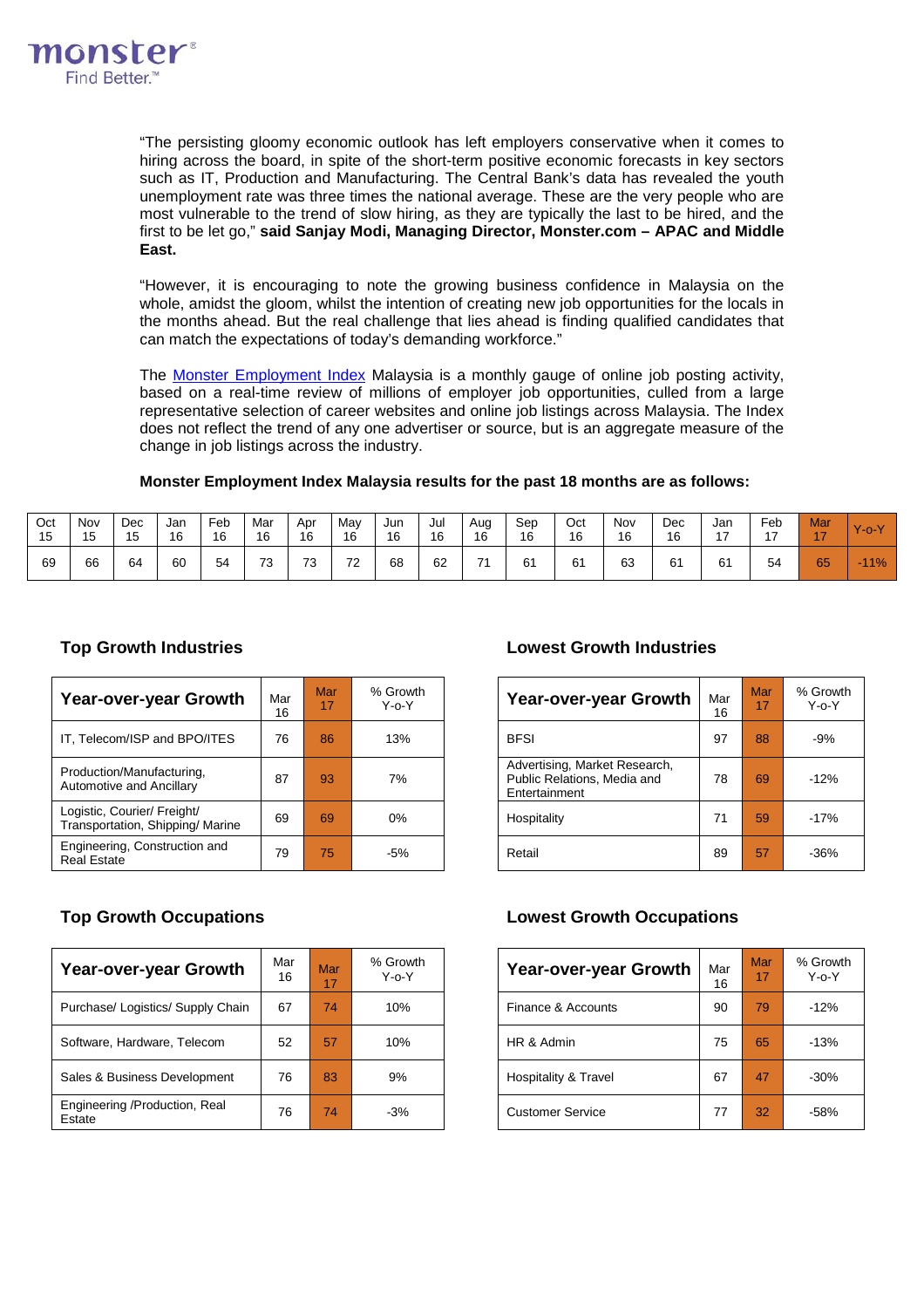"The persisting gloomy economic outlook has left employers conservative when it comes to hiring across the board, in spite of the short-term positive economic forecasts in key sectors such as IT, Production and Manufacturing. The Central Bank's data has revealed the youth unemployment rate was three times the national average. These are the very people who are most vulnerable to the trend of slow hiring, as they are typically the last to be hired, and the first to be let go," **said Sanjay Modi, Managing Director, Monster.com – APAC and Middle East.**

"However, it is encouraging to note the growing business confidence in Malaysia on the whole, amidst the gloom, whilst the intention of creating new job opportunities for the locals in the months ahead. But the real challenge that lies ahead is finding qualified candidates that can match the expectations of today's demanding workforce."

The Monster Employment Index Malaysia is a monthly gauge of online job posting activity, based on a real-time review of millions of employer job opportunities, culled from a large representative selection of career websites and online job listings across Malaysia. The Index does not reflect the trend of any one advertiser or source, but is an aggregate measure of the change in job listings across the industry.

**Monster Employment Index Malaysia results for the past 18 months are as follows:**

| Oct 15 | Nov 15 | Dec 15 | Jan 16 | Feb 16 | Mar 16 | Apr 16 | May 16 | Jun 16 | Jul 16 | Aug 16 | Sep 16 | Oct 16 | Nov 16 | Dec 16 | Jan 17 | Feb 17 | Mar 17 | Y-o-Y |
|---|---|---|---|---|---|---|---|---|---|---|---|---|---|---|---|---|---|---|
| 69 | 66 | 64 | 60 | 54 | 73 | 73 | 72 | 68 | 62 | 71 | 61 | 61 | 63 | 61 | 61 | 54 | 65 | -11% |

### Top Growth Industries

| Year-over-year Growth | Mar 16 | Mar 17 | % Growth Y-o-Y |
|---|---|---|---|
| IT, Telecom/ISP and BPO/ITES | 76 | 86 | 13% |
| Production/Manufacturing, Automotive and Ancillary | 87 | 93 | 7% |
| Logistic, Courier/ Freight/ Transportation, Shipping/ Marine | 69 | 69 | 0% |
| Engineering, Construction and Real Estate | 79 | 75 | -5% |

### Lowest Growth Industries

| Year-over-year Growth | Mar 16 | Mar 17 | % Growth Y-o-Y |
|---|---|---|---|
| BFSI | 97 | 88 | -9% |
| Advertising, Market Research, Public Relations, Media and Entertainment | 78 | 69 | -12% |
| Hospitality | 71 | 59 | -17% |
| Retail | 89 | 57 | -36% |

### Top Growth Occupations

| Year-over-year Growth | Mar 16 | Mar 17 | % Growth Y-o-Y |
|---|---|---|---|
| Purchase/ Logistics/ Supply Chain | 67 | 74 | 10% |
| Software, Hardware, Telecom | 52 | 57 | 10% |
| Sales & Business Development | 76 | 83 | 9% |
| Engineering /Production, Real Estate | 76 | 74 | -3% |

### Lowest Growth Occupations

| Year-over-year Growth | Mar 16 | Mar 17 | % Growth Y-o-Y |
|---|---|---|---|
| Finance & Accounts | 90 | 79 | -12% |
| HR & Admin | 75 | 65 | -13% |
| Hospitality & Travel | 67 | 47 | -30% |
| Customer Service | 77 | 32 | -58% |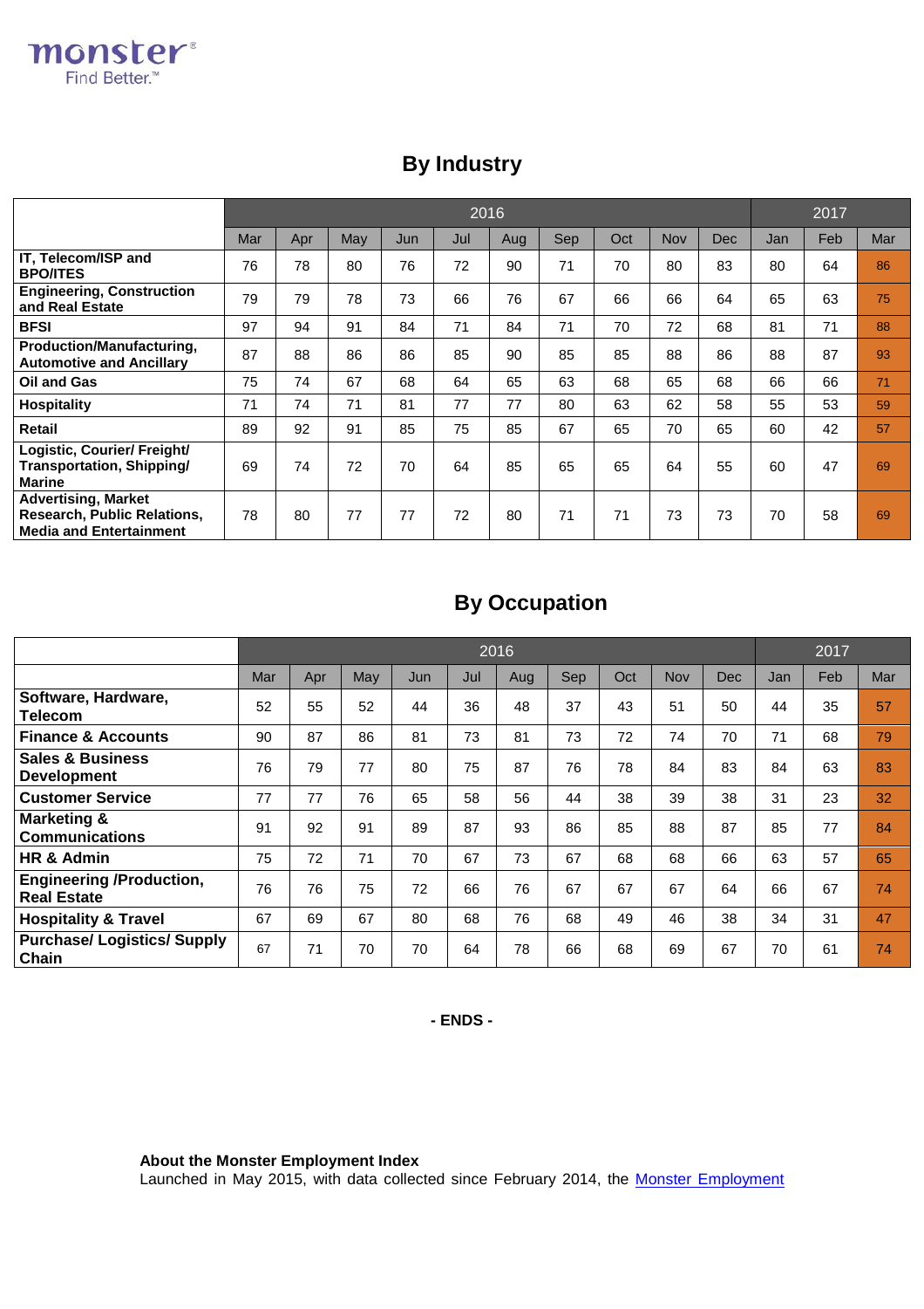## By Industry

| | 2016 | | | | | | | | | | 2017 | | |
|---|---|---|---|---|---|---|---|---|---|---|---|---|---|
| | Mar | Apr | May | Jun | Jul | Aug | Sep | Oct | Nov | Dec | Jan | Feb | Mar |
| **IT, Telecom/ISP and BPO/ITES** | 76 | 78 | 80 | 76 | 72 | 90 | 71 | 70 | 80 | 83 | 80 | 64 | 86 |
| **Engineering, Construction and Real Estate** | 79 | 79 | 78 | 73 | 66 | 76 | 67 | 66 | 66 | 64 | 65 | 63 | 75 |
| **BFSI** | 97 | 94 | 91 | 84 | 71 | 84 | 71 | 70 | 72 | 68 | 81 | 71 | 88 |
| **Production/Manufacturing, Automotive and Ancillary** | 87 | 88 | 86 | 86 | 85 | 90 | 85 | 85 | 88 | 86 | 88 | 87 | 93 |
| **Oil and Gas** | 75 | 74 | 67 | 68 | 64 | 65 | 63 | 68 | 65 | 68 | 66 | 66 | 71 |
| **Hospitality** | 71 | 74 | 71 | 81 | 77 | 77 | 80 | 63 | 62 | 58 | 55 | 53 | 59 |
| **Retail** | 89 | 92 | 91 | 85 | 75 | 85 | 67 | 65 | 70 | 65 | 60 | 42 | 57 |
| **Logistic, Courier/ Freight/ Transportation, Shipping/ Marine** | 69 | 74 | 72 | 70 | 64 | 85 | 65 | 65 | 64 | 55 | 60 | 47 | 69 |
| **Advertising, Market Research, Public Relations, Media and Entertainment** | 78 | 80 | 77 | 77 | 72 | 80 | 71 | 71 | 73 | 73 | 70 | 58 | 69 |

## By Occupation

| | 2016 | | | | | | | | | | 2017 | | |
|---|---|---|---|---|---|---|---|---|---|---|---|---|---|
| | Mar | Apr | May | Jun | Jul | Aug | Sep | Oct | Nov | Dec | Jan | Feb | Mar |
| **Software, Hardware, Telecom** | 52 | 55 | 52 | 44 | 36 | 48 | 37 | 43 | 51 | 50 | 44 | 35 | 57 |
| **Finance & Accounts** | 90 | 87 | 86 | 81 | 73 | 81 | 73 | 72 | 74 | 70 | 71 | 68 | 79 |
| **Sales & Business Development** | 76 | 79 | 77 | 80 | 75 | 87 | 76 | 78 | 84 | 83 | 84 | 63 | 83 |
| **Customer Service** | 77 | 77 | 76 | 65 | 58 | 56 | 44 | 38 | 39 | 38 | 31 | 23 | 32 |
| **Marketing & Communications** | 91 | 92 | 91 | 89 | 87 | 93 | 86 | 85 | 88 | 87 | 85 | 77 | 84 |
| **HR & Admin** | 75 | 72 | 71 | 70 | 67 | 73 | 67 | 68 | 68 | 66 | 63 | 57 | 65 |
| **Engineering /Production, Real Estate** | 76 | 76 | 75 | 72 | 66 | 76 | 67 | 67 | 67 | 64 | 66 | 67 | 74 |
| **Hospitality & Travel** | 67 | 69 | 67 | 80 | 68 | 76 | 68 | 49 | 46 | 38 | 34 | 31 | 47 |
| **Purchase/ Logistics/ Supply Chain** | 67 | 71 | 70 | 70 | 64 | 78 | 66 | 68 | 69 | 67 | 70 | 61 | 74 |

**- ENDS -**

**About the Monster Employment Index**

Launched in May 2015, with data collected since February 2014, the Monster Employment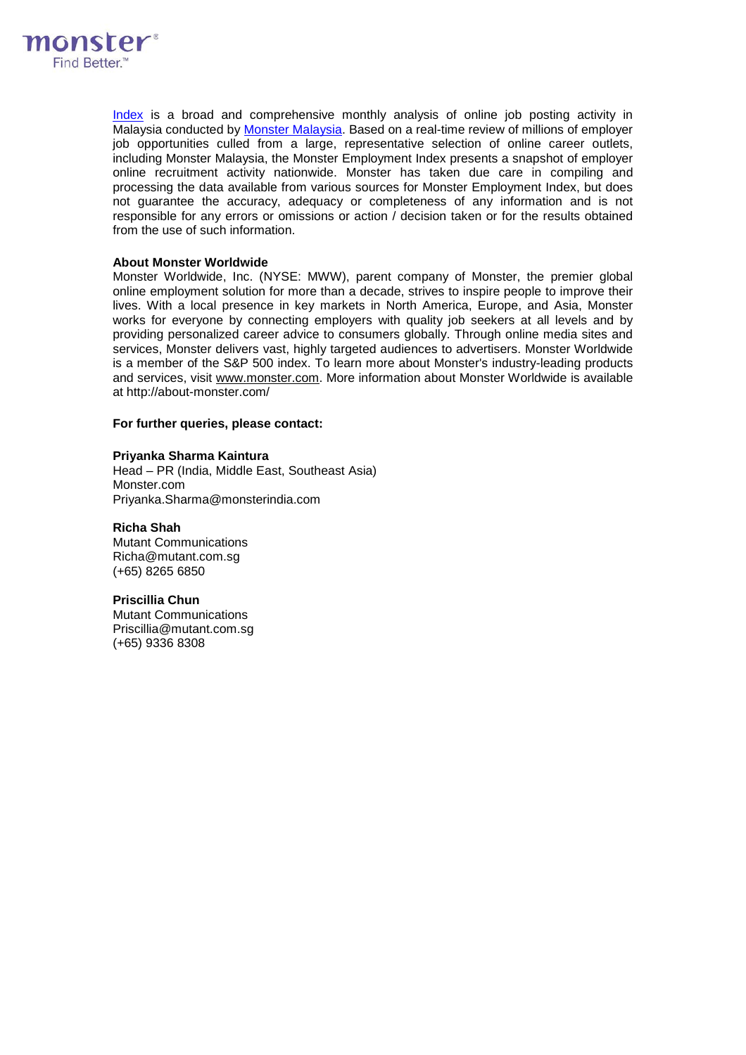Index is a broad and comprehensive monthly analysis of online job posting activity in Malaysia conducted by Monster Malaysia. Based on a real-time review of millions of employer job opportunities culled from a large, representative selection of online career outlets, including Monster Malaysia, the Monster Employment Index presents a snapshot of employer online recruitment activity nationwide. Monster has taken due care in compiling and processing the data available from various sources for Monster Employment Index, but does not guarantee the accuracy, adequacy or completeness of any information and is not responsible for any errors or omissions or action / decision taken or for the results obtained from the use of such information.

**About Monster Worldwide**
Monster Worldwide, Inc. (NYSE: MWW), parent company of Monster, the premier global online employment solution for more than a decade, strives to inspire people to improve their lives. With a local presence in key markets in North America, Europe, and Asia, Monster works for everyone by connecting employers with quality job seekers at all levels and by providing personalized career advice to consumers globally. Through online media sites and services, Monster delivers vast, highly targeted audiences to advertisers. Monster Worldwide is a member of the S&P 500 index. To learn more about Monster's industry-leading products and services, visit www.monster.com. More information about Monster Worldwide is available at http://about-monster.com/

**For further queries, please contact:**

**Priyanka Sharma Kaintura**
Head – PR (India, Middle East, Southeast Asia)
Monster.com
Priyanka.Sharma@monsterindia.com

**Richa Shah**
Mutant Communications
Richa@mutant.com.sg
(+65) 8265 6850

**Priscillia Chun**
Mutant Communications
Priscillia@mutant.com.sg
(+65) 9336 8308